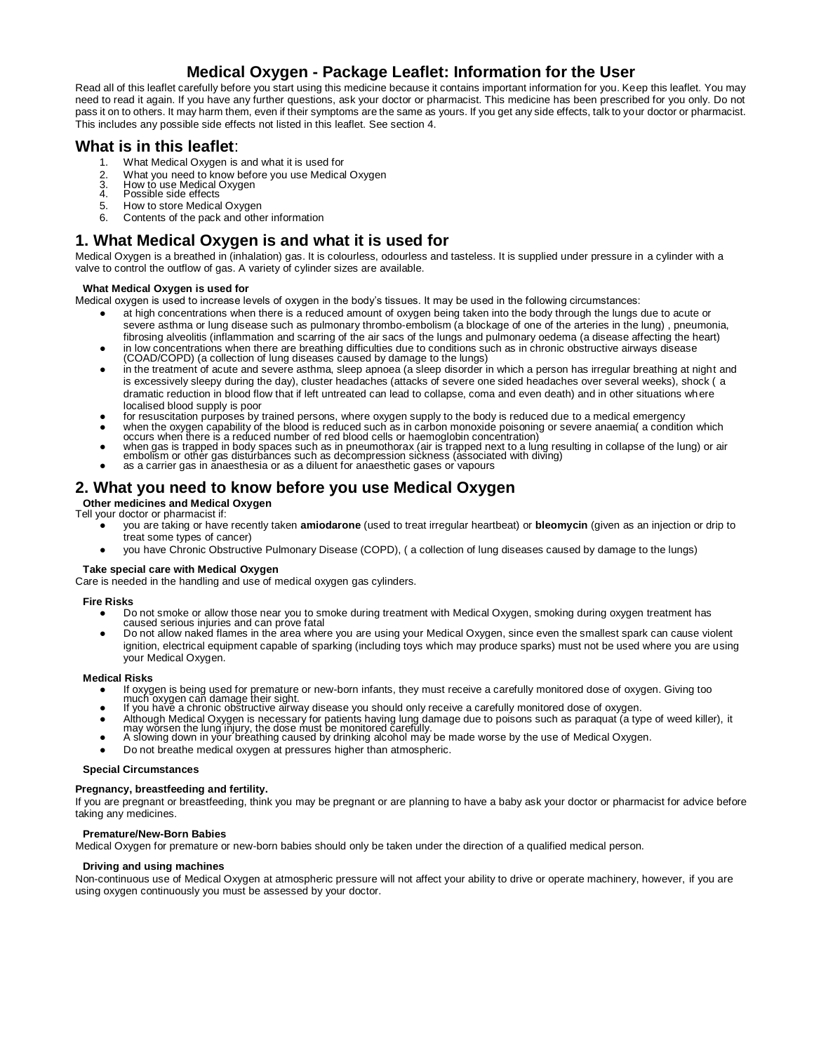# Medical Oxygen - Package Leaflet: Information for the User

Read all of this leaflet carefully before you start using this medicine because it contains important information for you. Keep this leaflet. You may need to read it again. If you have any further questions, ask your doctor or pharmacist. This medicine has been prescribed for you only. Do not pass it on to others. It may harm them, even if their symptoms are the same as yours. If you get any side effects, talk to your doctor or pharmacist. This includes any possible side effects not listed in this leaflet. See section 4.

## What is in this leaflet:

1. What Medical Oxygen is and what it is used for
2. What you need to know before you use Medical Oxygen
3. How to use Medical Oxygen
4. Possible side effects
5. How to store Medical Oxygen
6. Contents of the pack and other information

## 1. What Medical Oxygen is and what it is used for

Medical Oxygen is a breathed in (inhalation) gas. It is colourless, odourless and tasteless. It is supplied under pressure in a cylinder with a valve to control the outflow of gas. A variety of cylinder sizes are available.

#### What Medical Oxygen is used for

Medical oxygen is used to increase levels of oxygen in the body's tissues. It may be used in the following circumstances:

- at high concentrations when there is a reduced amount of oxygen being taken into the body through the lungs due to acute or severe asthma or lung disease such as pulmonary thrombo-embolism (a blockage of one of the arteries in the lung) , pneumonia, fibrosing alveolitis (inflammation and scarring of the air sacs of the lungs and pulmonary oedema (a disease affecting the heart)
- in low concentrations when there are breathing difficulties due to conditions such as in chronic obstructive airways disease (COAD/COPD) (a collection of lung diseases caused by damage to the lungs)
- in the treatment of acute and severe asthma, sleep apnoea (a sleep disorder in which a person has irregular breathing at night and is excessively sleepy during the day), cluster headaches (attacks of severe one sided headaches over several weeks), shock ( a dramatic reduction in blood flow that if left untreated can lead to collapse, coma and even death) and in other situations where localised blood supply is poor
- for resuscitation purposes by trained persons, where oxygen supply to the body is reduced due to a medical emergency
- when the oxygen capability of the blood is reduced such as in carbon monoxide poisoning or severe anaemia( a condition which occurs when there is a reduced number of red blood cells or haemoglobin concentration)
- when gas is trapped in body spaces such as in pneumothorax (air is trapped next to a lung resulting in collapse of the lung) or air embolism or other gas disturbances such as decompression sickness (associated with diving)
- as a carrier gas in anaesthesia or as a diluent for anaesthetic gases or vapours

## 2. What you need to know before you use Medical Oxygen

#### Other medicines and Medical Oxygen

Tell your doctor or pharmacist if:

- you are taking or have recently taken **amiodarone** (used to treat irregular heartbeat) or **bleomycin** (given as an injection or drip to treat some types of cancer)
- you have Chronic Obstructive Pulmonary Disease (COPD), ( a collection of lung diseases caused by damage to the lungs)

#### Take special care with Medical Oxygen

Care is needed in the handling and use of medical oxygen gas cylinders.

#### Fire Risks

- Do not smoke or allow those near you to smoke during treatment with Medical Oxygen, smoking during oxygen treatment has caused serious injuries and can prove fatal
- Do not allow naked flames in the area where you are using your Medical Oxygen, since even the smallest spark can cause violent ignition, electrical equipment capable of sparking (including toys which may produce sparks) must not be used where you are using your Medical Oxygen.

#### Medical Risks

- If oxygen is being used for premature or new-born infants, they must receive a carefully monitored dose of oxygen. Giving too much oxygen can damage their sight.
- If you have a chronic obstructive airway disease you should only receive a carefully monitored dose of oxygen.
- Although Medical Oxygen is necessary for patients having lung damage due to poisons such as paraquat (a type of weed killer), it may worsen the lung injury, the dose must be monitored carefully.
- A slowing down in your breathing caused by drinking alcohol may be made worse by the use of Medical Oxygen.
- Do not breathe medical oxygen at pressures higher than atmospheric.

#### Special Circumstances

#### Pregnancy, breastfeeding and fertility.

If you are pregnant or breastfeeding, think you may be pregnant or are planning to have a baby ask your doctor or pharmacist for advice before taking any medicines.

#### Premature/New-Born Babies

Medical Oxygen for premature or new-born babies should only be taken under the direction of a qualified medical person.

#### Driving and using machines

Non-continuous use of Medical Oxygen at atmospheric pressure will not affect your ability to drive or operate machinery, however, if you are using oxygen continuously you must be assessed by your doctor.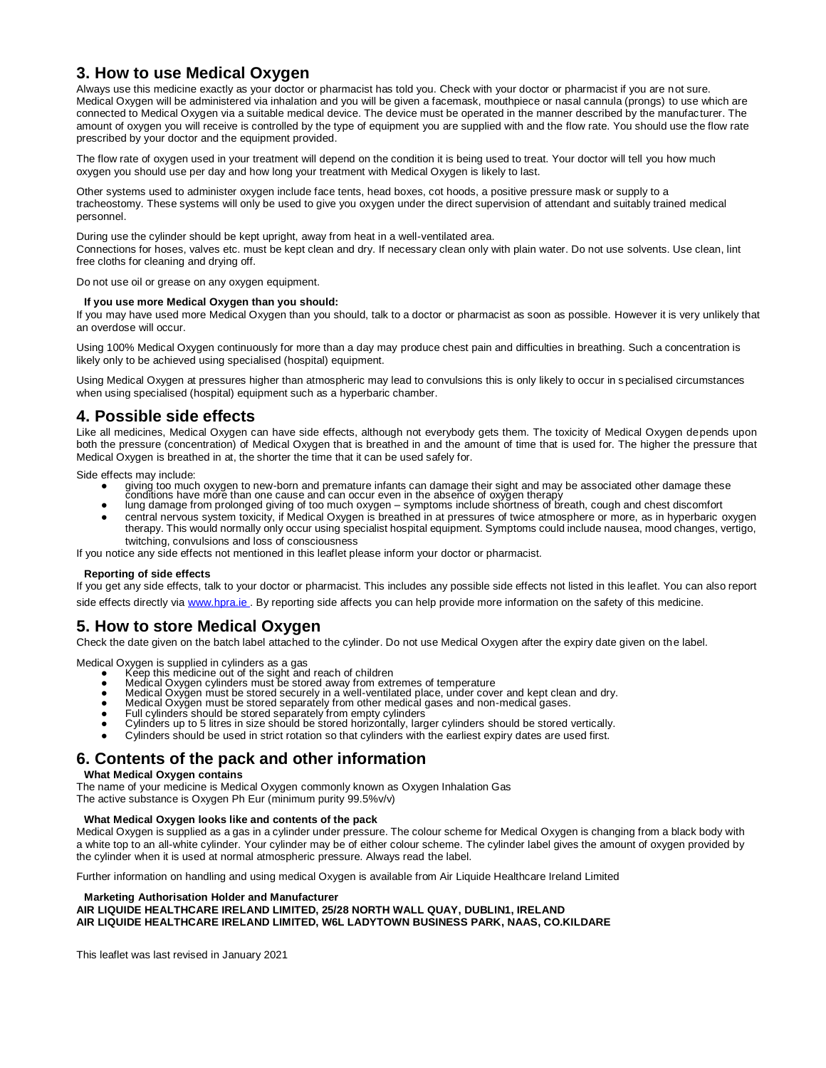## 3. How to use Medical Oxygen

Always use this medicine exactly as your doctor or pharmacist has told you. Check with your doctor or pharmacist if you are not sure. Medical Oxygen will be administered via inhalation and you will be given a facemask, mouthpiece or nasal cannula (prongs) to use which are connected to Medical Oxygen via a suitable medical device. The device must be operated in the manner described by the manufacturer. The amount of oxygen you will receive is controlled by the type of equipment you are supplied with and the flow rate. You should use the flow rate prescribed by your doctor and the equipment provided.

The flow rate of oxygen used in your treatment will depend on the condition it is being used to treat. Your doctor will tell you how much oxygen you should use per day and how long your treatment with Medical Oxygen is likely to last.

Other systems used to administer oxygen include face tents, head boxes, cot hoods, a positive pressure mask or supply to a tracheostomy. These systems will only be used to give you oxygen under the direct supervision of attendant and suitably trained medical personnel.

During use the cylinder should be kept upright, away from heat in a well-ventilated area.
Connections for hoses, valves etc. must be kept clean and dry. If necessary clean only with plain water. Do not use solvents. Use clean, lint free cloths for cleaning and drying off.

Do not use oil or grease on any oxygen equipment.

**If you use more Medical Oxygen than you should:**

If you may have used more Medical Oxygen than you should, talk to a doctor or pharmacist as soon as possible. However it is very unlikely that an overdose will occur.

Using 100% Medical Oxygen continuously for more than a day may produce chest pain and difficulties in breathing. Such a concentration is likely only to be achieved using specialised (hospital) equipment.

Using Medical Oxygen at pressures higher than atmospheric may lead to convulsions this is only likely to occur in specialised circumstances when using specialised (hospital) equipment such as a hyperbaric chamber.

## 4. Possible side effects

Like all medicines, Medical Oxygen can have side effects, although not everybody gets them. The toxicity of Medical Oxygen depends upon both the pressure (concentration) of Medical Oxygen that is breathed in and the amount of time that is used for. The higher the pressure that Medical Oxygen is breathed in at, the shorter the time that it can be used safely for.

Side effects may include:

- giving too much oxygen to new-born and premature infants can damage their sight and may be associated other damage these conditions have more than one cause and can occur even in the absence of oxygen therapy
- lung damage from prolonged giving of too much oxygen – symptoms include shortness of breath, cough and chest discomfort
- central nervous system toxicity, if Medical Oxygen is breathed in at pressures of twice atmosphere or more, as in hyperbaric oxygen therapy. This would normally only occur using specialist hospital equipment. Symptoms could include nausea, mood changes, vertigo, twitching, convulsions and loss of consciousness

If you notice any side effects not mentioned in this leaflet please inform your doctor or pharmacist.

**Reporting of side effects**

If you get any side effects, talk to your doctor or pharmacist. This includes any possible side effects not listed in this leaflet. You can also report side effects directly via www.hpra.ie . By reporting side affects you can help provide more information on the safety of this medicine.

## 5. How to store Medical Oxygen

Check the date given on the batch label attached to the cylinder. Do not use Medical Oxygen after the expiry date given on the label.

Medical Oxygen is supplied in cylinders as a gas

- Keep this medicine out of the sight and reach of children
- Medical Oxygen cylinders must be stored away from extremes of temperature
- Medical Oxygen must be stored securely in a well-ventilated place, under cover and kept clean and dry.
- Medical Oxygen must be stored separately from other medical gases and non-medical gases.
- Full cylinders should be stored separately from empty cylinders
- Cylinders up to 5 litres in size should be stored horizontally, larger cylinders should be stored vertically.
- Cylinders should be used in strict rotation so that cylinders with the earliest expiry dates are used first.

## 6. Contents of the pack and other information

**What Medical Oxygen contains**

The name of your medicine is Medical Oxygen commonly known as Oxygen Inhalation Gas
The active substance is Oxygen Ph Eur (minimum purity 99.5%v/v)

**What Medical Oxygen looks like and contents of the pack**

Medical Oxygen is supplied as a gas in a cylinder under pressure. The colour scheme for Medical Oxygen is changing from a black body with a white top to an all-white cylinder. Your cylinder may be of either colour scheme. The cylinder label gives the amount of oxygen provided by the cylinder when it is used at normal atmospheric pressure. Always read the label.

Further information on handling and using medical Oxygen is available from Air Liquide Healthcare Ireland Limited

**Marketing Authorisation Holder and Manufacturer**

**AIR LIQUIDE HEALTHCARE IRELAND LIMITED, 25/28 NORTH WALL QUAY, DUBLIN1, IRELAND**
**AIR LIQUIDE HEALTHCARE IRELAND LIMITED, W6L LADYTOWN BUSINESS PARK, NAAS, CO.KILDARE**

This leaflet was last revised in January 2021